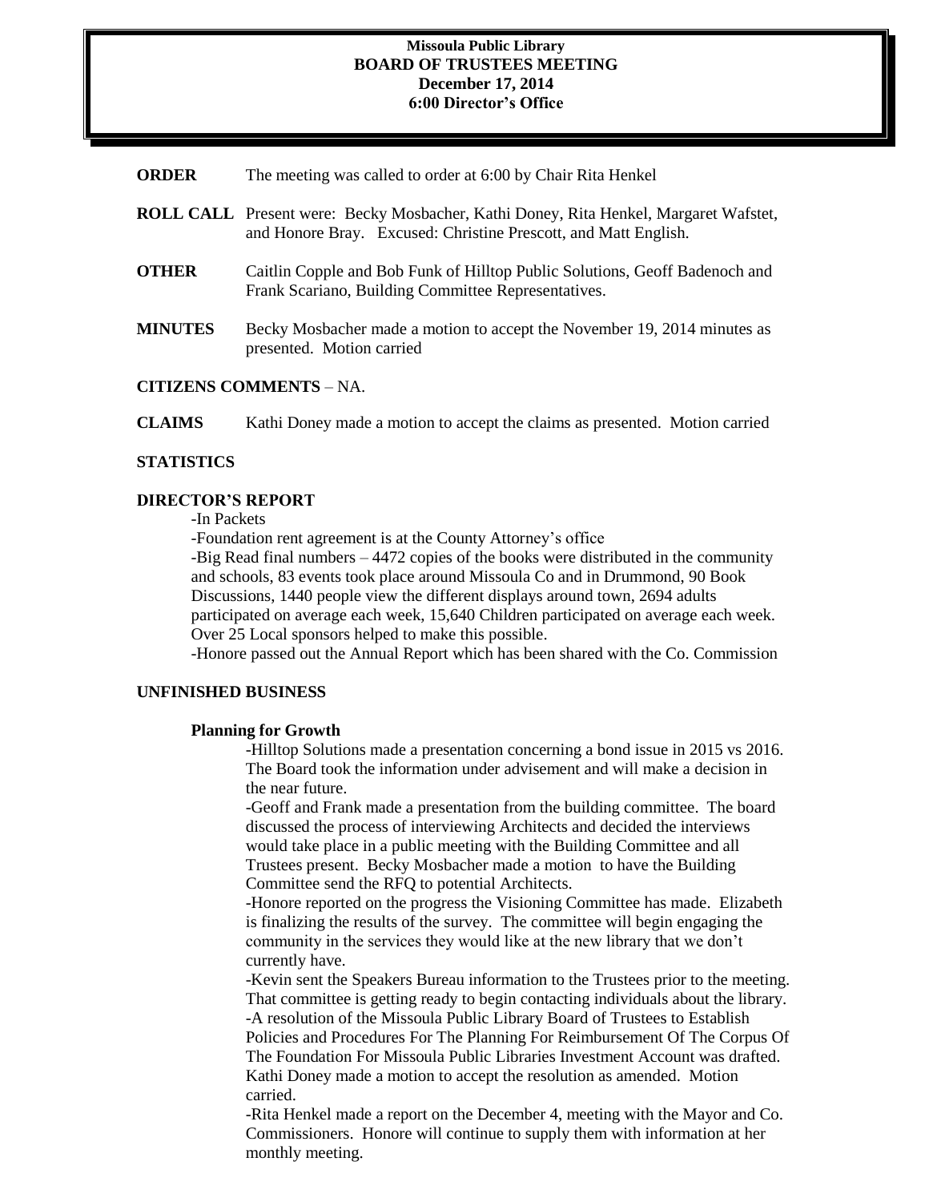**Missoula Public Library**
**BOARD OF TRUSTEES MEETING**
**December 17, 2014**
**6:00 Director's Office**

**ORDER** The meeting was called to order at 6:00 by Chair Rita Henkel

**ROLL CALL** Present were: Becky Mosbacher, Kathi Doney, Rita Henkel, Margaret Wafstet, and Honore Bray. Excused: Christine Prescott, and Matt English.

**OTHER** Caitlin Copple and Bob Funk of Hilltop Public Solutions, Geoff Badenoch and Frank Scariano, Building Committee Representatives.

**MINUTES** Becky Mosbacher made a motion to accept the November 19, 2014 minutes as presented. Motion carried

**CITIZENS COMMENTS** – NA.

**CLAIMS** Kathi Doney made a motion to accept the claims as presented. Motion carried

**STATISTICS**

**DIRECTOR'S REPORT**

-In Packets

-Foundation rent agreement is at the County Attorney's office

-Big Read final numbers – 4472 copies of the books were distributed in the community and schools, 83 events took place around Missoula Co and in Drummond, 90 Book Discussions, 1440 people view the different displays around town, 2694 adults participated on average each week, 15,640 Children participated on average each week. Over 25 Local sponsors helped to make this possible.

-Honore passed out the Annual Report which has been shared with the Co. Commission

**UNFINISHED BUSINESS**

**Planning for Growth**

-Hilltop Solutions made a presentation concerning a bond issue in 2015 vs 2016. The Board took the information under advisement and will make a decision in the near future.

-Geoff and Frank made a presentation from the building committee. The board discussed the process of interviewing Architects and decided the interviews would take place in a public meeting with the Building Committee and all Trustees present. Becky Mosbacher made a motion to have the Building Committee send the RFQ to potential Architects.

-Honore reported on the progress the Visioning Committee has made. Elizabeth is finalizing the results of the survey. The committee will begin engaging the community in the services they would like at the new library that we don't currently have.

-Kevin sent the Speakers Bureau information to the Trustees prior to the meeting. That committee is getting ready to begin contacting individuals about the library.

-A resolution of the Missoula Public Library Board of Trustees to Establish Policies and Procedures For The Planning For Reimbursement Of The Corpus Of The Foundation For Missoula Public Libraries Investment Account was drafted. Kathi Doney made a motion to accept the resolution as amended. Motion carried.

-Rita Henkel made a report on the December 4, meeting with the Mayor and Co. Commissioners. Honore will continue to supply them with information at her monthly meeting.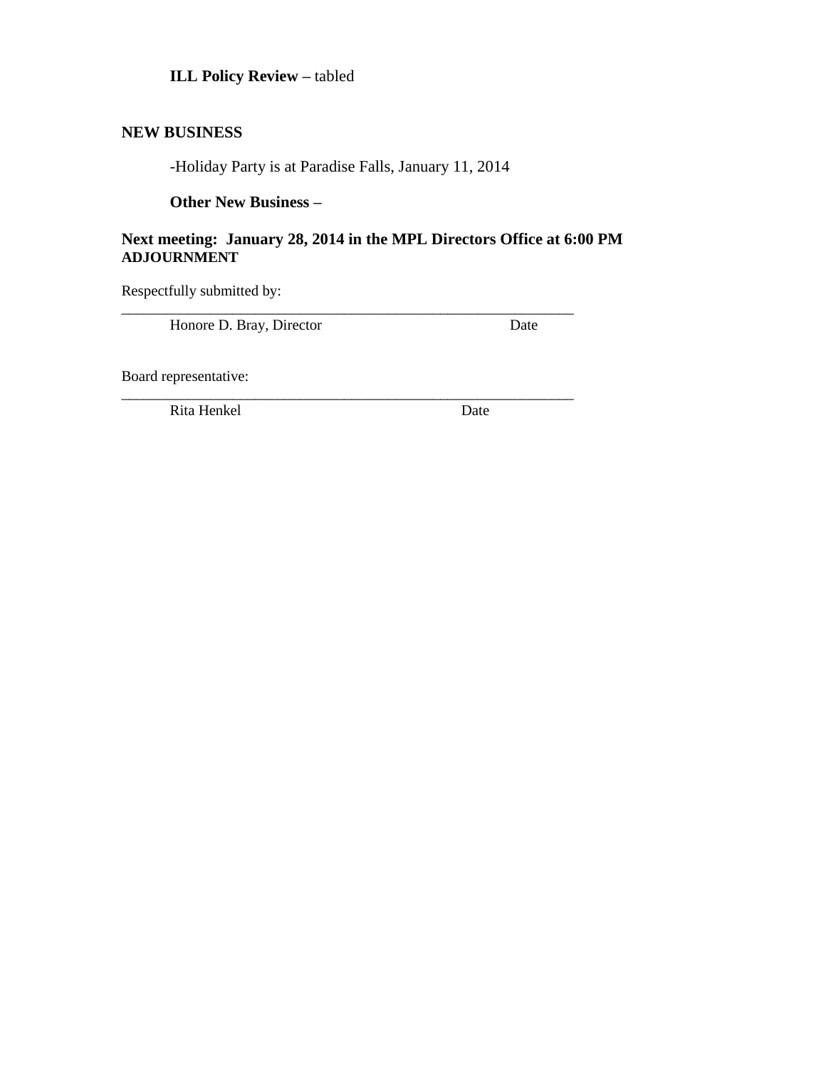**ILL Policy Review –** tabled

## NEW BUSINESS

-Holiday Party is at Paradise Falls, January 11, 2014

**Other New Business –**

**Next meeting: January 28, 2014 in the MPL Directors Office at 6:00 PM**
**ADJOURNMENT**

Respectfully submitted by:

_______________________________________________________________
Honore D. Bray, Director Date

Board representative:

_______________________________________________________________
Rita Henkel Date